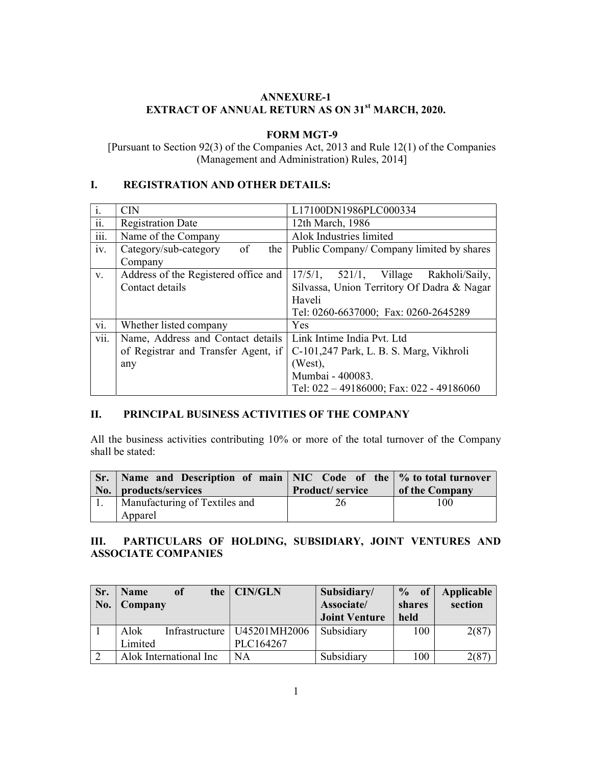# ANNEXURE-1
# EXTRACT OF ANNUAL RETURN AS ON 31st MARCH, 2020.

## FORM MGT-9

[Pursuant to Section 92(3) of the Companies Act, 2013 and Rule 12(1) of the Companies (Management and Administration) Rules, 2014]

## I. REGISTRATION AND OTHER DETAILS:

| | | |
|---|---|---|
| i. | CIN | L17100DN1986PLC000334 |
| ii. | Registration Date | 12th March, 1986 |
| iii. | Name of the Company | Alok Industries limited |
| iv. | Category/sub-category of the Company | Public Company/ Company limited by shares |
| v. | Address of the Registered office and Contact details | 17/5/1, 521/1, Village Rakholi/Saily, Silvassa, Union Territory Of Dadra & Nagar Haveli<br>Tel: 0260-6637000; Fax: 0260-2645289 |
| vi. | Whether listed company | Yes |
| vii. | Name, Address and Contact details of Registrar and Transfer Agent, if any | Link Intime India Pvt. Ltd<br>C-101,247 Park, L. B. S. Marg, Vikhroli (West),<br>Mumbai - 400083.<br>Tel: 022 – 49186000; Fax: 022 - 49186060 |

## II. PRINCIPAL BUSINESS ACTIVITIES OF THE COMPANY

All the business activities contributing 10% or more of the total turnover of the Company shall be stated:

| Sr. No. | Name and Description of main products/services | NIC Code of the Product/ service | % to total turnover of the Company |
|---|---|---|---|
| 1. | Manufacturing of Textiles and Apparel | 26 | 100 |

## III. PARTICULARS OF HOLDING, SUBSIDIARY, JOINT VENTURES AND ASSOCIATE COMPANIES

| Sr. No. | Name of the Company | CIN/GLN | Subsidiary/ Associate/ Joint Venture | % of shares held | Applicable section |
|---|---|---|---|---|---|
| 1 | Alok Infrastructure Limited | U45201MH2006PLC164267 | Subsidiary | 100 | 2(87) |
| 2 | Alok International Inc | NA | Subsidiary | 100 | 2(87) |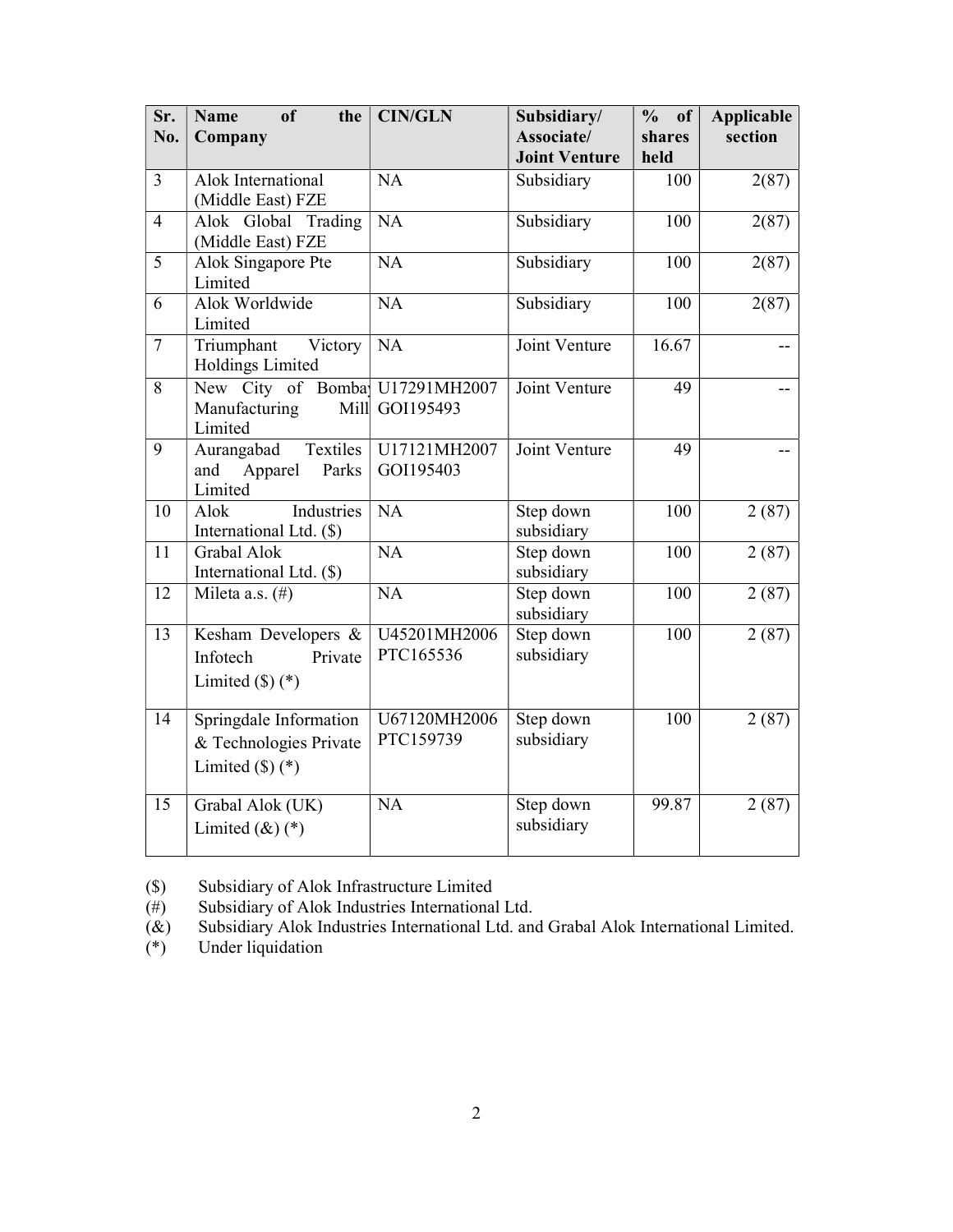| Sr. No. | Name of the Company | CIN/GLN | Subsidiary/ Associate/ Joint Venture | % of shares held | Applicable section |
|---|---|---|---|---|---|
| 3 | Alok International (Middle East) FZE | NA | Subsidiary | 100 | 2(87) |
| 4 | Alok Global Trading (Middle East) FZE | NA | Subsidiary | 100 | 2(87) |
| 5 | Alok Singapore Pte Limited | NA | Subsidiary | 100 | 2(87) |
| 6 | Alok Worldwide Limited | NA | Subsidiary | 100 | 2(87) |
| 7 | Triumphant Victory Holdings Limited | NA | Joint Venture | 16.67 | -- |
| 8 | New City of Bombay Manufacturing Mill Limited | U17291MH2007 GOI195493 | Joint Venture | 49 | -- |
| 9 | Aurangabad Textiles and Apparel Parks Limited | U17121MH2007 GOI195403 | Joint Venture | 49 | -- |
| 10 | Alok Industries International Ltd. ($) | NA | Step down subsidiary | 100 | 2 (87) |
| 11 | Grabal Alok International Ltd. ($) | NA | Step down subsidiary | 100 | 2 (87) |
| 12 | Mileta a.s. (#) | NA | Step down subsidiary | 100 | 2 (87) |
| 13 | Kesham Developers & Infotech Private Limited ($) (*) | U45201MH2006 PTC165536 | Step down subsidiary | 100 | 2 (87) |
| 14 | Springdale Information & Technologies Private Limited ($) (*) | U67120MH2006 PTC159739 | Step down subsidiary | 100 | 2 (87) |
| 15 | Grabal Alok (UK) Limited (&) (*) | NA | Step down subsidiary | 99.87 | 2 (87) |

($) Subsidiary of Alok Infrastructure Limited

(#) Subsidiary of Alok Industries International Ltd.

(&) Subsidiary Alok Industries International Ltd. and Grabal Alok International Limited.

(*) Under liquidation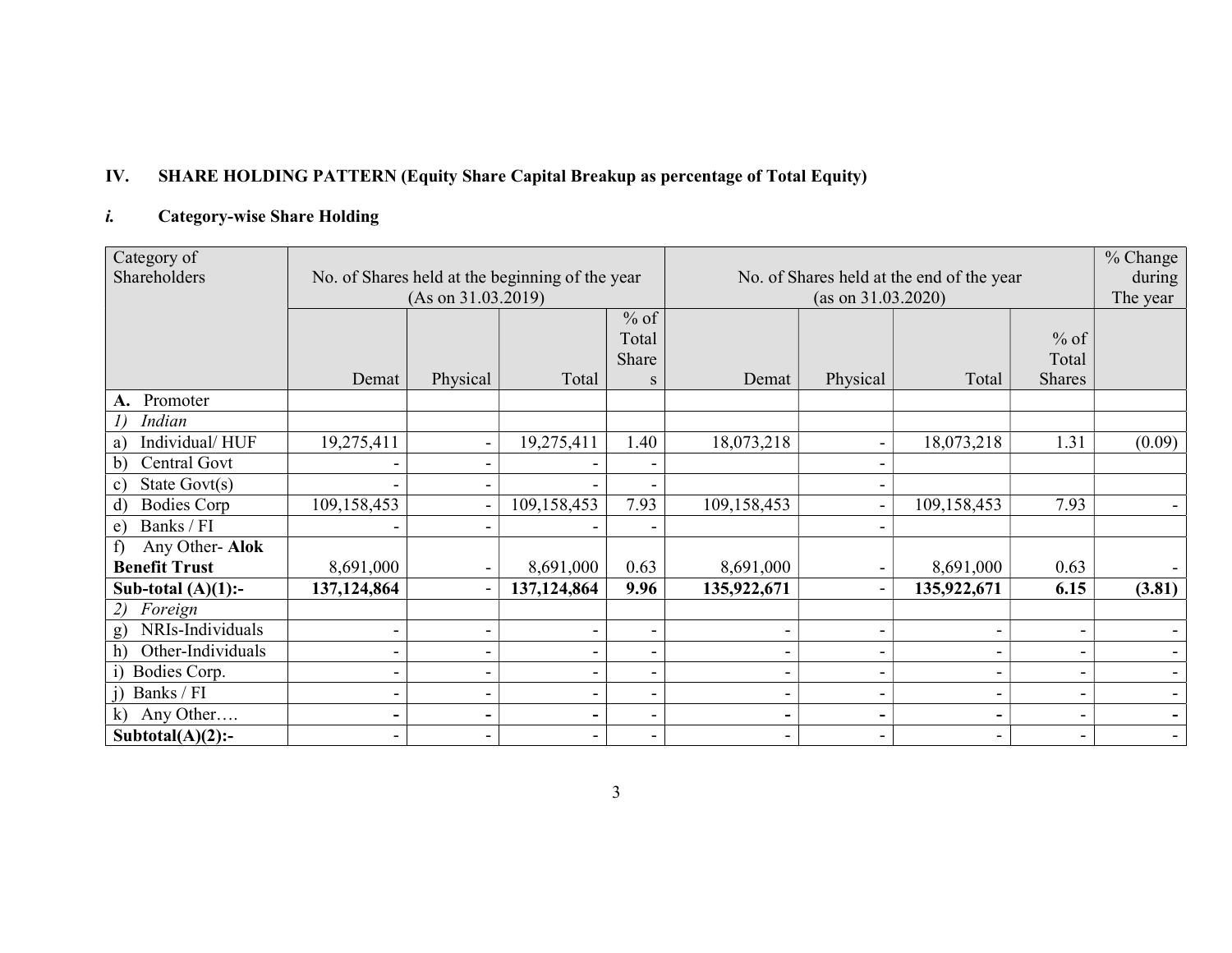## IV. SHARE HOLDING PATTERN (Equity Share Capital Breakup as percentage of Total Equity)

### *i.* Category-wise Share Holding

| Category of Shareholders | No. of Shares held at the beginning of the year (As on 31.03.2019) | | | | No. of Shares held at the end of the year (as on 31.03.2020) | | | | % Change during The year |
|---|---|---|---|---|---|---|---|---|---|
| | Demat | Physical | Total | % of Total Shares | Demat | Physical | Total | % of Total Shares | |
| **A.** Promoter | | | | | | | | | |
| *1) Indian* | | | | | | | | | |
| a) Individual/ HUF | 19,275,411 | - | 19,275,411 | 1.40 | 18,073,218 | - | 18,073,218 | 1.31 | (0.09) |
| b) Central Govt | - | - | - | - | | - | | | |
| c) State Govt(s) | - | - | - | - | | - | | | |
| d) Bodies Corp | 109,158,453 | - | 109,158,453 | 7.93 | 109,158,453 | - | 109,158,453 | 7.93 | - |
| e) Banks / FI | - | - | - | - | | - | | | |
| f) Any Other- **Alok Benefit Trust** | 8,691,000 | - | 8,691,000 | 0.63 | 8,691,000 | - | 8,691,000 | 0.63 | - |
| **Sub-total (A)(1):-** | **137,124,864** | - | **137,124,864** | **9.96** | **135,922,671** | - | **135,922,671** | **6.15** | **(3.81)** |
| *2) Foreign* | | | | | | | | | |
| g) NRIs-Individuals | - | - | - | - | - | - | - | - | - |
| h) Other-Individuals | - | - | - | - | - | - | - | - | - |
| i) Bodies Corp. | - | - | - | - | - | - | - | - | - |
| j) Banks / FI | - | - | - | - | - | - | - | - | - |
| k) Any Other…. | - | - | - | - | - | - | - | - | - |
| **Subtotal(A)(2):-** | - | - | - | - | - | - | - | - | - |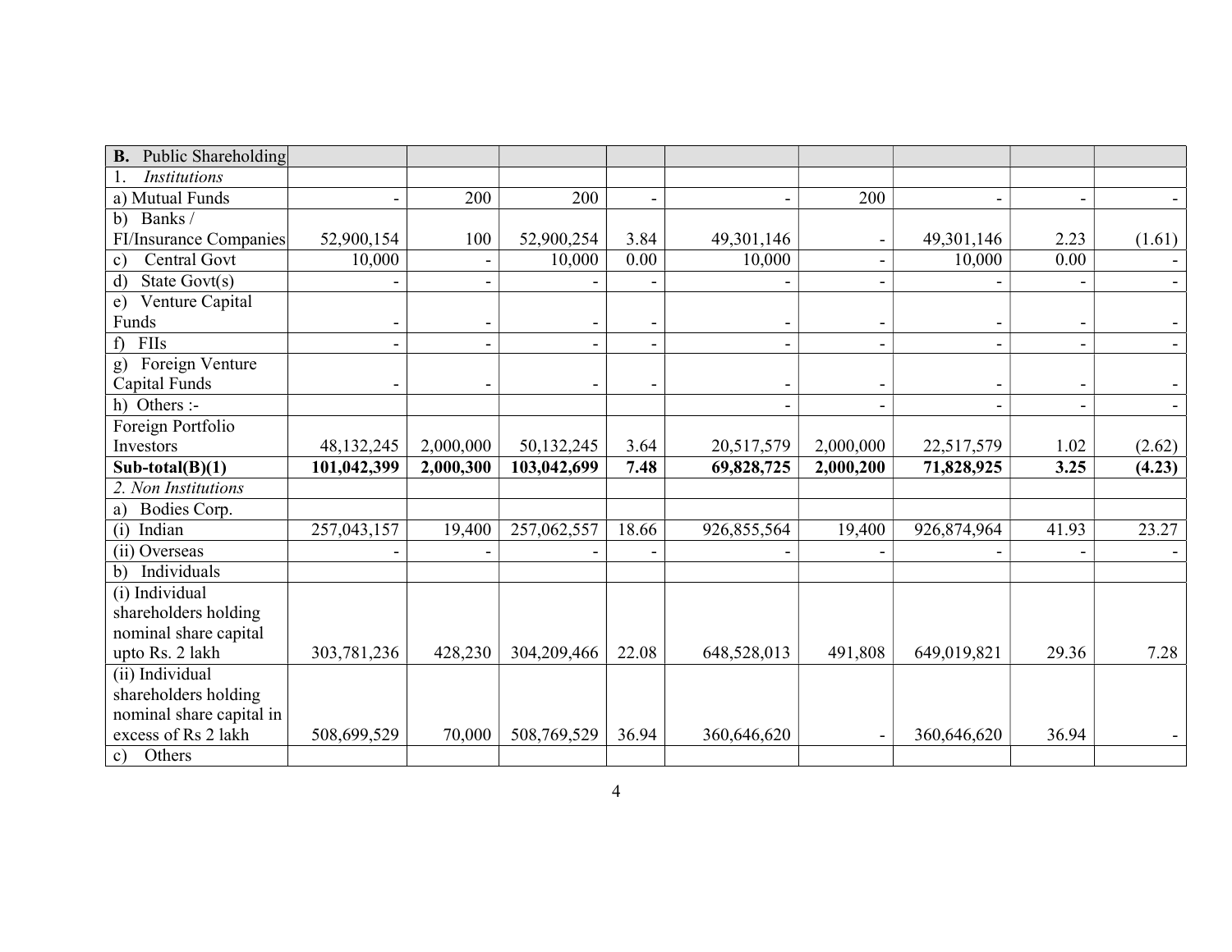| **B.** Public Shareholding | | | | | | | | | |
|---|---|---|---|---|---|---|---|---|---|
| 1. *Institutions* | | | | | | | | | |
| a) Mutual Funds | - | 200 | 200 | - | - | 200 | - | - | - |
| b) Banks / FI/Insurance Companies | 52,900,154 | 100 | 52,900,254 | 3.84 | 49,301,146 | - | 49,301,146 | 2.23 | (1.61) |
| c) Central Govt | 10,000 | - | 10,000 | 0.00 | 10,000 | - | 10,000 | 0.00 | - |
| d) State Govt(s) | - | - | - | - | - | - | - | - | - |
| e) Venture Capital Funds | - | - | - | - | - | - | - | - | - |
| f) FIIs | - | - | - | - | - | - | - | - | - |
| g) Foreign Venture Capital Funds | - | - | - | - | - | - | - | - | - |
| h) Others :- | | | | | - | - | - | - | - |
| Foreign Portfolio Investors | 48,132,245 | 2,000,000 | 50,132,245 | 3.64 | 20,517,579 | 2,000,000 | 22,517,579 | 1.02 | (2.62) |
| **Sub-total(B)(1)** | **101,042,399** | **2,000,300** | **103,042,699** | **7.48** | **69,828,725** | **2,000,200** | **71,828,925** | **3.25** | **(4.23)** |
| *2. Non Institutions* | | | | | | | | | |
| a) Bodies Corp. | | | | | | | | | |
| (i) Indian | 257,043,157 | 19,400 | 257,062,557 | 18.66 | 926,855,564 | 19,400 | 926,874,964 | 41.93 | 23.27 |
| (ii) Overseas | - | - | - | - | - | - | - | - | - |
| b) Individuals | | | | | | | | | |
| (i) Individual shareholders holding nominal share capital upto Rs. 2 lakh | 303,781,236 | 428,230 | 304,209,466 | 22.08 | 648,528,013 | 491,808 | 649,019,821 | 29.36 | 7.28 |
| (ii) Individual shareholders holding nominal share capital in excess of Rs 2 lakh | 508,699,529 | 70,000 | 508,769,529 | 36.94 | 360,646,620 | - | 360,646,620 | 36.94 | - |
| c) Others | | | | | | | | | |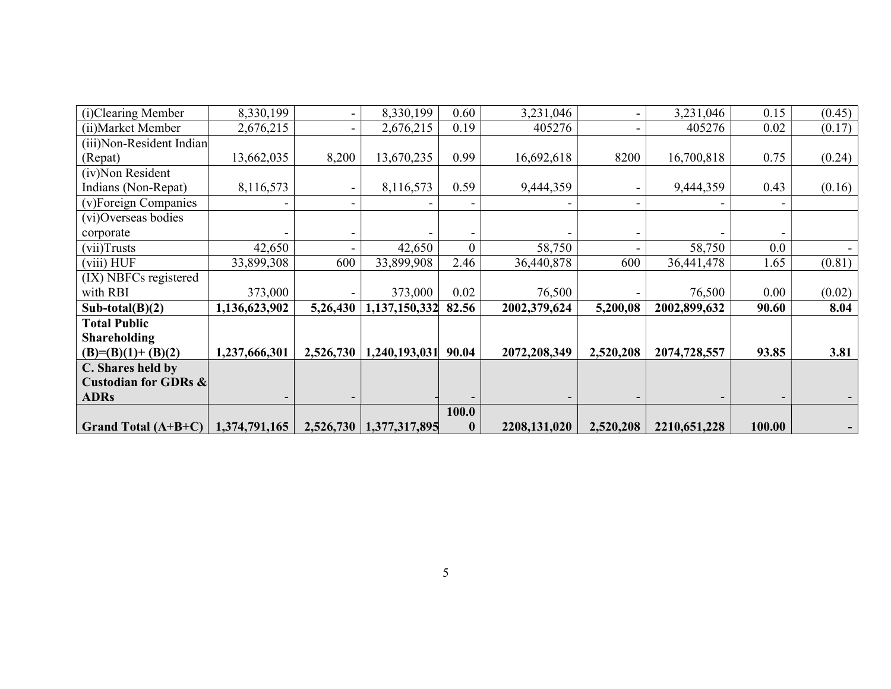| | | | | | | | | | |
|---|---|---|---|---|---|---|---|---|---|
| (i)Clearing Member | 8,330,199 | - | 8,330,199 | 0.60 | 3,231,046 | - | 3,231,046 | 0.15 | (0.45) |
| (ii)Market Member | 2,676,215 | - | 2,676,215 | 0.19 | 405276 | - | 405276 | 0.02 | (0.17) |
| (iii)Non-Resident Indian (Repat) | 13,662,035 | 8,200 | 13,670,235 | 0.99 | 16,692,618 | 8200 | 16,700,818 | 0.75 | (0.24) |
| (iv)Non Resident Indians (Non-Repat) | 8,116,573 | - | 8,116,573 | 0.59 | 9,444,359 | - | 9,444,359 | 0.43 | (0.16) |
| (v)Foreign Companies | - | - | - | - | - | - | - | - | |
| (vi)Overseas bodies corporate | - | - | - | - | - | - | - | - | |
| (vii)Trusts | 42,650 | - | 42,650 | 0 | 58,750 | - | 58,750 | 0.0 | - |
| (viii) HUF | 33,899,308 | 600 | 33,899,908 | 2.46 | 36,440,878 | 600 | 36,441,478 | 1.65 | (0.81) |
| (IX) NBFCs registered with RBI | 373,000 | - | 373,000 | 0.02 | 76,500 | - | 76,500 | 0.00 | (0.02) |
| **Sub-total(B)(2)** | **1,136,623,902** | **5,26,430** | **1,137,150,332** | **82.56** | **2002,379,624** | **5,200,08** | **2002,899,632** | **90.60** | **8.04** |
| **Total Public Shareholding (B)=(B)(1)+ (B)(2)** | **1,237,666,301** | **2,526,730** | **1,240,193,031** | **90.04** | **2072,208,349** | **2,520,208** | **2074,728,557** | **93.85** | **3.81** |
| **C. Shares held by Custodian for GDRs & ADRs** | - | - | - | - | - | - | - | - | - |
| **Grand Total (A+B+C)** | **1,374,791,165** | **2,526,730** | **1,377,317,895** | **100.00** | **2208,131,020** | **2,520,208** | **2210,651,228** | **100.00** | **-** |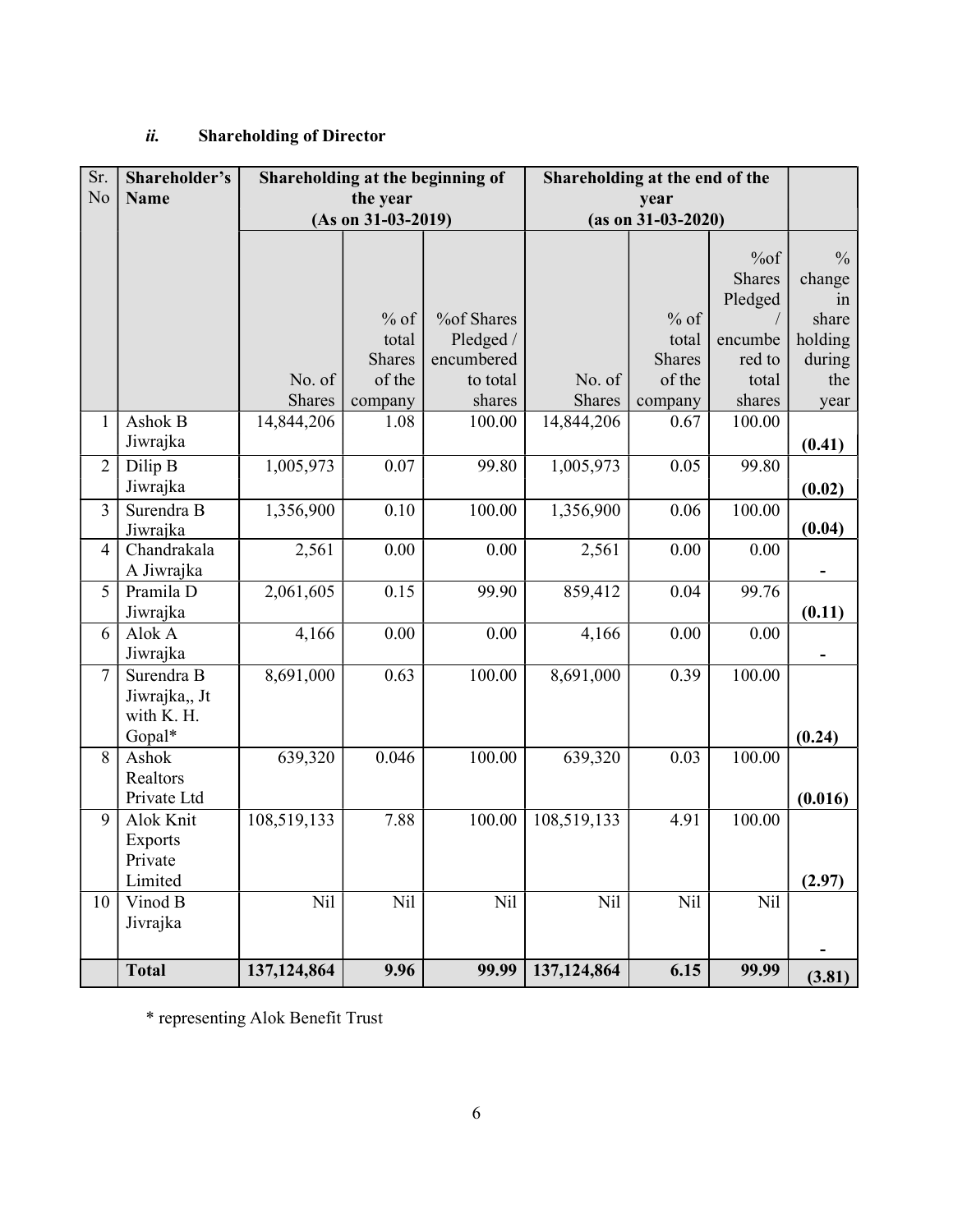### *ii.* Shareholding of Director

| Sr. No | Shareholder's Name | Shareholding at the beginning of the year (As on 31-03-2019) | | | Shareholding at the end of the year (as on 31-03-2020) | | | |
|---|---|---|---|---|---|---|---|---|
| | | No. of Shares | % of total Shares of the company | %of Shares Pledged / encumbered to total shares | No. of Shares | % of total Shares of the company | %of Shares Pledged / encumbered to total shares | % change in share holding during the year |
| 1 | Ashok B Jiwrajka | 14,844,206 | 1.08 | 100.00 | 14,844,206 | 0.67 | 100.00 | **(0.41)** |
| 2 | Dilip B Jiwrajka | 1,005,973 | 0.07 | 99.80 | 1,005,973 | 0.05 | 99.80 | **(0.02)** |
| 3 | Surendra B Jiwrajka | 1,356,900 | 0.10 | 100.00 | 1,356,900 | 0.06 | 100.00 | **(0.04)** |
| 4 | Chandrakala A Jiwrajka | 2,561 | 0.00 | 0.00 | 2,561 | 0.00 | 0.00 | **-** |
| 5 | Pramila D Jiwrajka | 2,061,605 | 0.15 | 99.90 | 859,412 | 0.04 | 99.76 | **(0.11)** |
| 6 | Alok A Jiwrajka | 4,166 | 0.00 | 0.00 | 4,166 | 0.00 | 0.00 | **-** |
| 7 | Surendra B Jiwrajka,, Jt with K. H. Gopal* | 8,691,000 | 0.63 | 100.00 | 8,691,000 | 0.39 | 100.00 | **(0.24)** |
| 8 | Ashok Realtors Private Ltd | 639,320 | 0.046 | 100.00 | 639,320 | 0.03 | 100.00 | **(0.016)** |
| 9 | Alok Knit Exports Private Limited | 108,519,133 | 7.88 | 100.00 | 108,519,133 | 4.91 | 100.00 | **(2.97)** |
| 10 | Vinod B Jivrajka | Nil | Nil | Nil | Nil | Nil | Nil | **-** |
| | **Total** | **137,124,864** | **9.96** | **99.99** | **137,124,864** | **6.15** | **99.99** | **(3.81)** |

* representing Alok Benefit Trust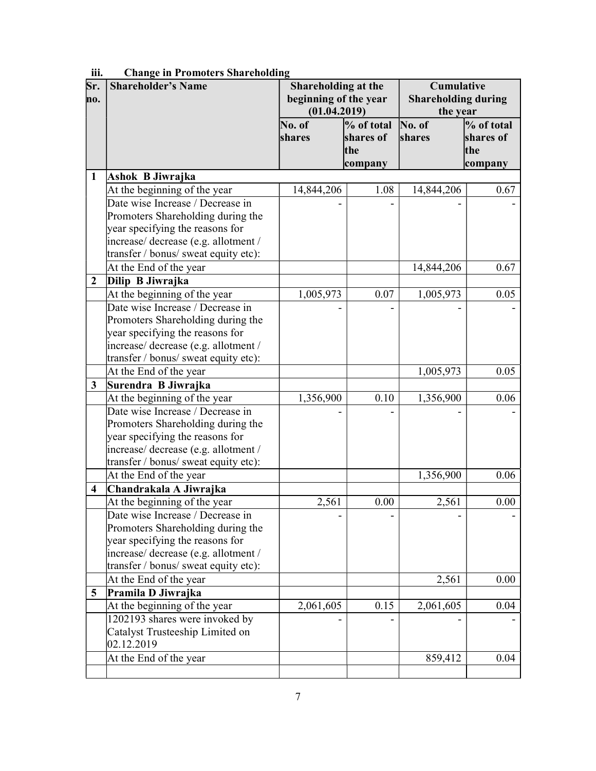### iii. Change in Promoters Shareholding

| Sr. no. | Shareholder's Name | Shareholding at the beginning of the year (01.04.2019) | | Cumulative Shareholding during the year | |
|---|---|---|---|---|---|
| | | No. of shares | % of total shares of the company | No. of shares | % of total shares of the company |
| **1** | **Ashok B Jiwrajka** | | | | |
| | At the beginning of the year | 14,844,206 | 1.08 | 14,844,206 | 0.67 |
| | Date wise Increase / Decrease in Promoters Shareholding during the year specifying the reasons for increase/ decrease (e.g. allotment / transfer / bonus/ sweat equity etc): | - | - | - | - |
| | At the End of the year | | | 14,844,206 | 0.67 |
| **2** | **Dilip B Jiwrajka** | | | | |
| | At the beginning of the year | 1,005,973 | 0.07 | 1,005,973 | 0.05 |
| | Date wise Increase / Decrease in Promoters Shareholding during the year specifying the reasons for increase/ decrease (e.g. allotment / transfer / bonus/ sweat equity etc): | - | - | - | - |
| | At the End of the year | | | 1,005,973 | 0.05 |
| **3** | **Surendra B Jiwrajka** | | | | |
| | At the beginning of the year | 1,356,900 | 0.10 | 1,356,900 | 0.06 |
| | Date wise Increase / Decrease in Promoters Shareholding during the year specifying the reasons for increase/ decrease (e.g. allotment / transfer / bonus/ sweat equity etc): | - | - | - | - |
| | At the End of the year | | | 1,356,900 | 0.06 |
| **4** | **Chandrakala A Jiwrajka** | | | | |
| | At the beginning of the year | 2,561 | 0.00 | 2,561 | 0.00 |
| | Date wise Increase / Decrease in Promoters Shareholding during the year specifying the reasons for increase/ decrease (e.g. allotment / transfer / bonus/ sweat equity etc): | - | - | - | - |
| | At the End of the year | | | 2,561 | 0.00 |
| **5** | **Pramila D Jiwrajka** | | | | |
| | At the beginning of the year | 2,061,605 | 0.15 | 2,061,605 | 0.04 |
| | 1202193 shares were invoked by Catalyst Trusteeship Limited on 02.12.2019 | - | - | - | - |
| | At the End of the year | | | 859,412 | 0.04 |
| | | | | | |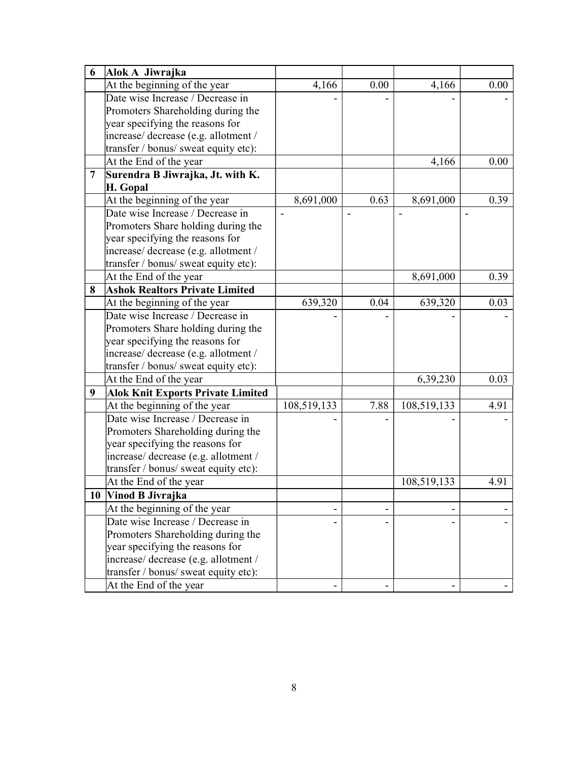| 6 | **Alok A Jiwrajka** | | | | |
|---|---|---|---|---|---|
| | At the beginning of the year | 4,166 | 0.00 | 4,166 | 0.00 |
| | Date wise Increase / Decrease in Promoters Shareholding during the year specifying the reasons for increase/ decrease (e.g. allotment / transfer / bonus/ sweat equity etc): | - | - | - | - |
| | At the End of the year | | | 4,166 | 0.00 |
| 7 | **Surendra B Jiwrajka, Jt. with K. H. Gopal** | | | | |
| | At the beginning of the year | 8,691,000 | 0.63 | 8,691,000 | 0.39 |
| | Date wise Increase / Decrease in Promoters Share holding during the year specifying the reasons for increase/ decrease (e.g. allotment / transfer / bonus/ sweat equity etc): | - | - | - | - |
| | At the End of the year | | | 8,691,000 | 0.39 |
| 8 | **Ashok Realtors Private Limited** | | | | |
| | At the beginning of the year | 639,320 | 0.04 | 639,320 | 0.03 |
| | Date wise Increase / Decrease in Promoters Share holding during the year specifying the reasons for increase/ decrease (e.g. allotment / transfer / bonus/ sweat equity etc): | - | - | - | - |
| | At the End of the year | | | 6,39,230 | 0.03 |
| 9 | **Alok Knit Exports Private Limited** | | | | |
| | At the beginning of the year | 108,519,133 | 7.88 | 108,519,133 | 4.91 |
| | Date wise Increase / Decrease in Promoters Shareholding during the year specifying the reasons for increase/ decrease (e.g. allotment / transfer / bonus/ sweat equity etc): | - | - | - | - |
| | At the End of the year | | | 108,519,133 | 4.91 |
| 10 | **Vinod B Jivrajka** | | | | |
| | At the beginning of the year | - | - | - | - |
| | Date wise Increase / Decrease in Promoters Shareholding during the year specifying the reasons for increase/ decrease (e.g. allotment / transfer / bonus/ sweat equity etc): | - | - | - | - |
| | At the End of the year | - | - | - | - |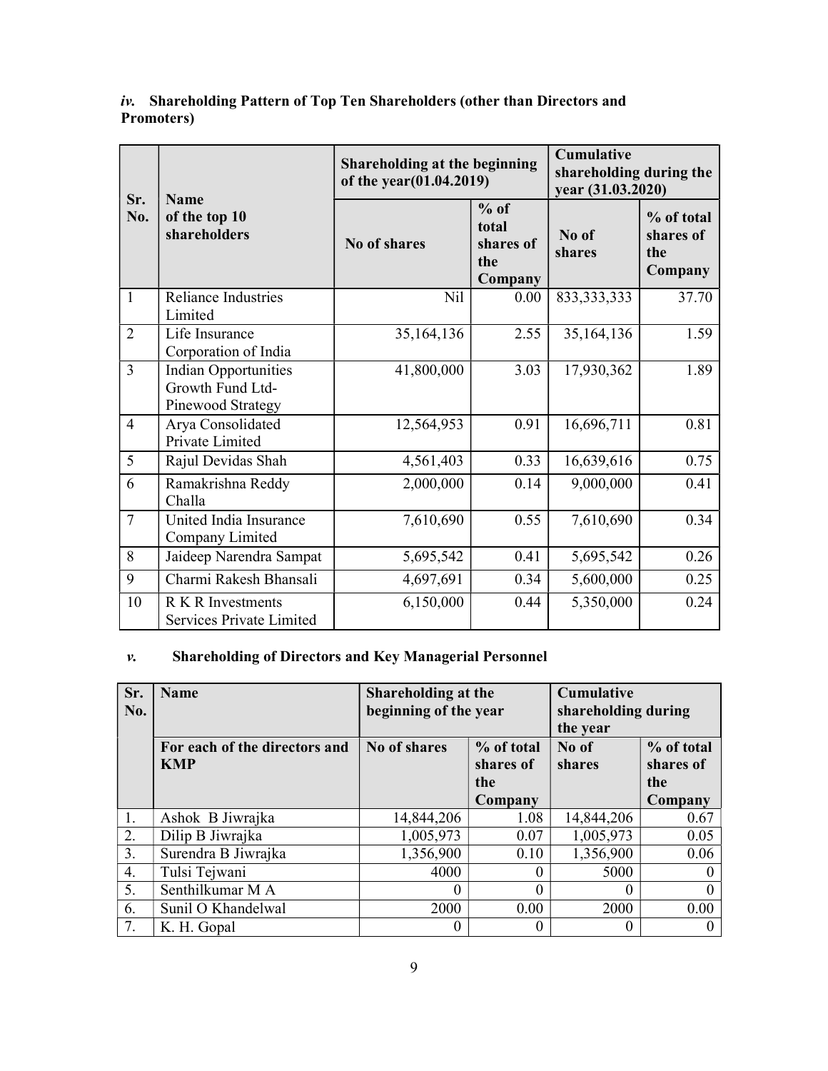### *iv.* Shareholding Pattern of Top Ten Shareholders (other than Directors and Promoters)

| Sr. No. | Name of the top 10 shareholders | Shareholding at the beginning of the year(01.04.2019) | | Cumulative shareholding during the year (31.03.2020) | |
|---|---|---|---|---|---|
| | | No of shares | % of total shares of the Company | No of shares | % of total shares of the Company |
| 1 | Reliance Industries Limited | Nil | 0.00 | 833,333,333 | 37.70 |
| 2 | Life Insurance Corporation of India | 35,164,136 | 2.55 | 35,164,136 | 1.59 |
| 3 | Indian Opportunities Growth Fund Ltd-Pinewood Strategy | 41,800,000 | 3.03 | 17,930,362 | 1.89 |
| 4 | Arya Consolidated Private Limited | 12,564,953 | 0.91 | 16,696,711 | 0.81 |
| 5 | Rajul Devidas Shah | 4,561,403 | 0.33 | 16,639,616 | 0.75 |
| 6 | Ramakrishna Reddy Challa | 2,000,000 | 0.14 | 9,000,000 | 0.41 |
| 7 | United India Insurance Company Limited | 7,610,690 | 0.55 | 7,610,690 | 0.34 |
| 8 | Jaideep Narendra Sampat | 5,695,542 | 0.41 | 5,695,542 | 0.26 |
| 9 | Charmi Rakesh Bhansali | 4,697,691 | 0.34 | 5,600,000 | 0.25 |
| 10 | R K R Investments Services Private Limited | 6,150,000 | 0.44 | 5,350,000 | 0.24 |

### *v.* Shareholding of Directors and Key Managerial Personnel

| Sr. No. | Name | Shareholding at the beginning of the year | | Cumulative shareholding during the year | |
|---|---|---|---|---|---|
| | For each of the directors and KMP | No of shares | % of total shares of the Company | No of shares | % of total shares of the Company |
| 1. | Ashok B Jiwrajka | 14,844,206 | 1.08 | 14,844,206 | 0.67 |
| 2. | Dilip B Jiwrajka | 1,005,973 | 0.07 | 1,005,973 | 0.05 |
| 3. | Surendra B Jiwrajka | 1,356,900 | 0.10 | 1,356,900 | 0.06 |
| 4. | Tulsi Tejwani | 4000 | 0 | 5000 | 0 |
| 5. | Senthilkumar M A | 0 | 0 | 0 | 0 |
| 6. | Sunil O Khandelwal | 2000 | 0.00 | 2000 | 0.00 |
| 7. | K. H. Gopal | 0 | 0 | 0 | 0 |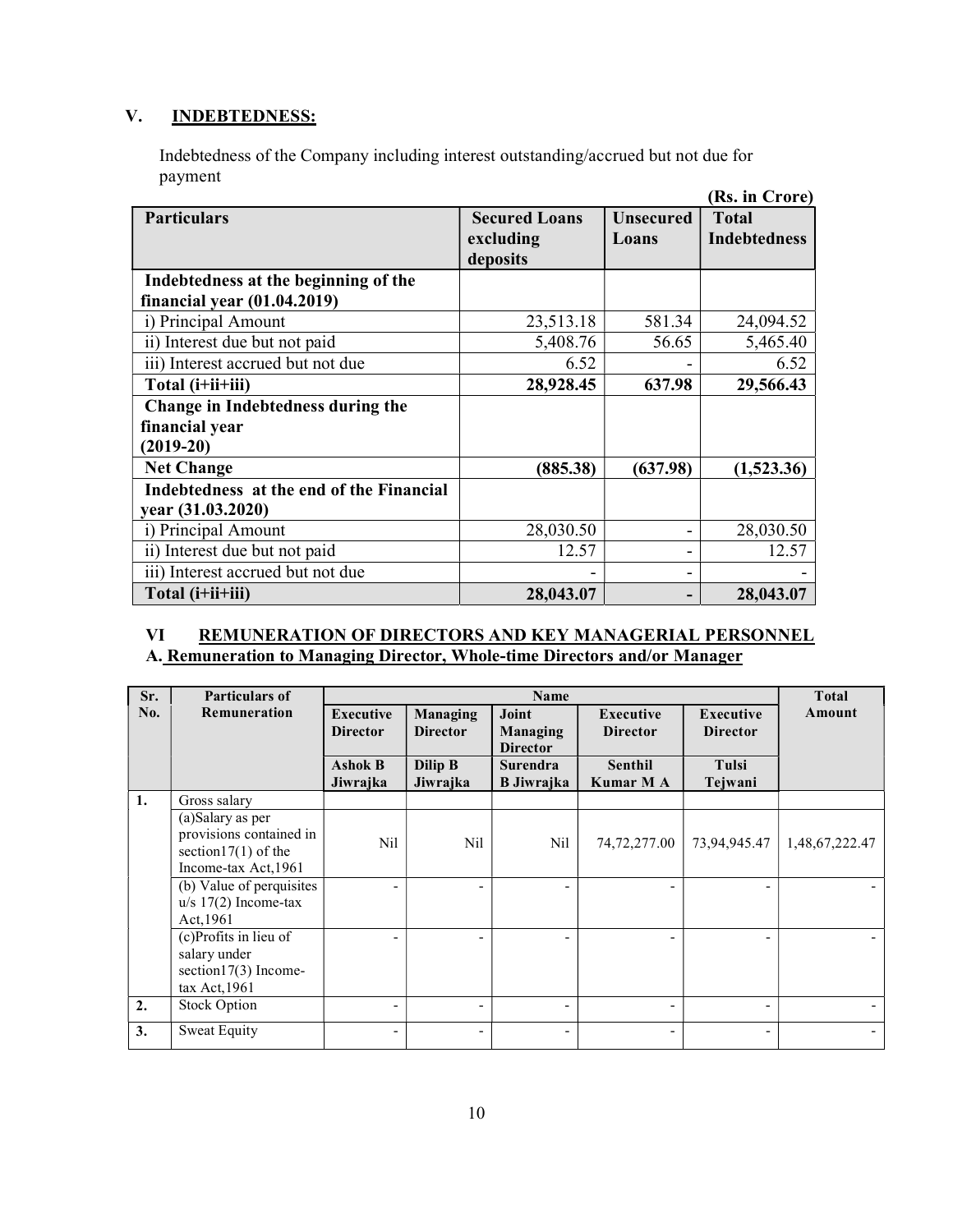## V. INDEBTEDNESS:

Indebtedness of the Company including interest outstanding/accrued but not due for payment

(Rs. in Crore)

| Particulars | Secured Loans excluding deposits | Unsecured Loans | Total Indebtedness |
|---|---|---|---|
| **Indebtedness at the beginning of the financial year (01.04.2019)** | | | |
| i) Principal Amount | 23,513.18 | 581.34 | 24,094.52 |
| ii) Interest due but not paid | 5,408.76 | 56.65 | 5,465.40 |
| iii) Interest accrued but not due | 6.52 | - | 6.52 |
| **Total (i+ii+iii)** | **28,928.45** | **637.98** | **29,566.43** |
| **Change in Indebtedness during the financial year (2019-20)** | | | |
| **Net Change** | **(885.38)** | **(637.98)** | **(1,523.36)** |
| **Indebtedness at the end of the Financial year (31.03.2020)** | | | |
| i) Principal Amount | 28,030.50 | - | 28,030.50 |
| ii) Interest due but not paid | 12.57 | - | 12.57 |
| iii) Interest accrued but not due | - | - | - |
| **Total (i+ii+iii)** | **28,043.07** | **-** | **28,043.07** |

## VI REMUNERATION OF DIRECTORS AND KEY MANAGERIAL PERSONNEL

### A. Remuneration to Managing Director, Whole-time Directors and/or Manager

| Sr. No. | Particulars of Remuneration | Name | | | | | Total Amount |
|---|---|---|---|---|---|---|---|
| | | **Executive Director** | **Managing Director** | **Joint Managing Director** | **Executive Director** | **Executive Director** | |
| | | **Ashok B Jiwrajka** | **Dilip B Jiwrajka** | **Surendra B Jiwrajka** | **Senthil Kumar M A** | **Tulsi Tejwani** | |
| **1.** | Gross salary | | | | | | |
| | (a)Salary as per provisions contained in section17(1) of the Income-tax Act,1961 | Nil | Nil | Nil | 74,72,277.00 | 73,94,945.47 | 1,48,67,222.47 |
| | (b) Value of perquisites u/s 17(2) Income-tax Act,1961 | - | - | - | - | - | - |
| | (c)Profits in lieu of salary under section17(3) Income-tax Act,1961 | - | - | - | - | - | - |
| **2.** | Stock Option | - | - | - | - | - | - |
| **3.** | Sweat Equity | - | - | - | - | - | - |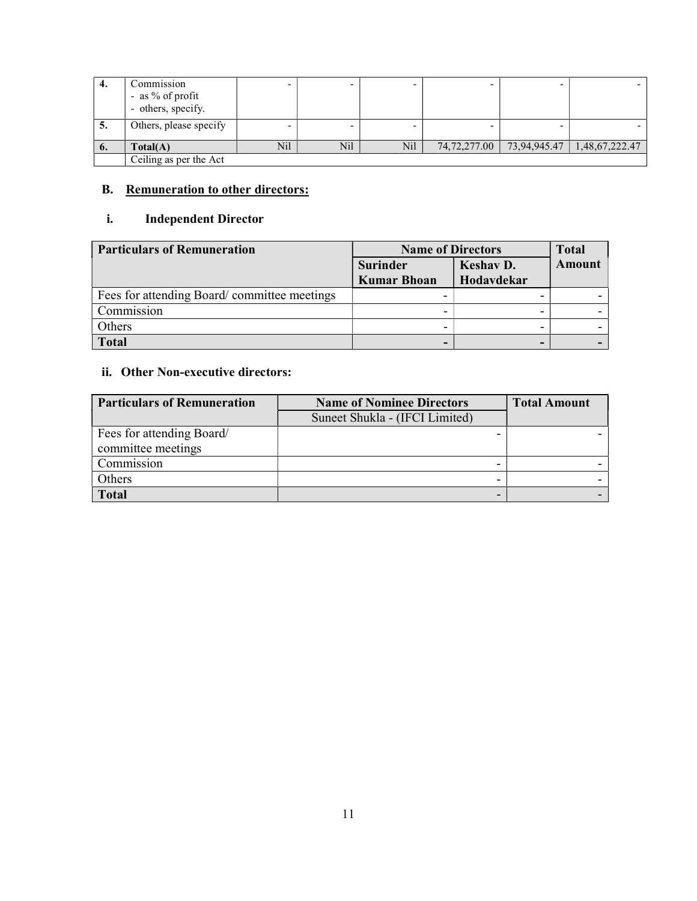| 4. | Commission<br>- as % of profit<br>- others, specify. | - | - | - | - | - | - |
|---|---|---|---|---|---|---|---|
| 5. | Others, please specify | - | - | - | - | - | - |
| 6. | **Total(A)** | Nil | Nil | Nil | 74,72,277.00 | 73,94,945.47 | 1,48,67,222.47 |
| | Ceiling as per the Act | | | | | | |

## B. Remuneration to other directors:

### i. Independent Director

| Particulars of Remuneration | Name of Directors | | Total Amount |
|---|---|---|---|
| | **Surinder Kumar Bhoan** | **Keshav D. Hodavdekar** | |
| Fees for attending Board/ committee meetings | - | - | - |
| Commission | - | - | - |
| Others | - | - | - |
| **Total** | - | - | - |

### ii. Other Non-executive directors:

| Particulars of Remuneration | Name of Nominee Directors | Total Amount |
|---|---|---|
| | Suneet Shukla - (IFCI Limited) | |
| Fees for attending Board/ committee meetings | - | - |
| Commission | - | - |
| Others | - | - |
| **Total** | - | - |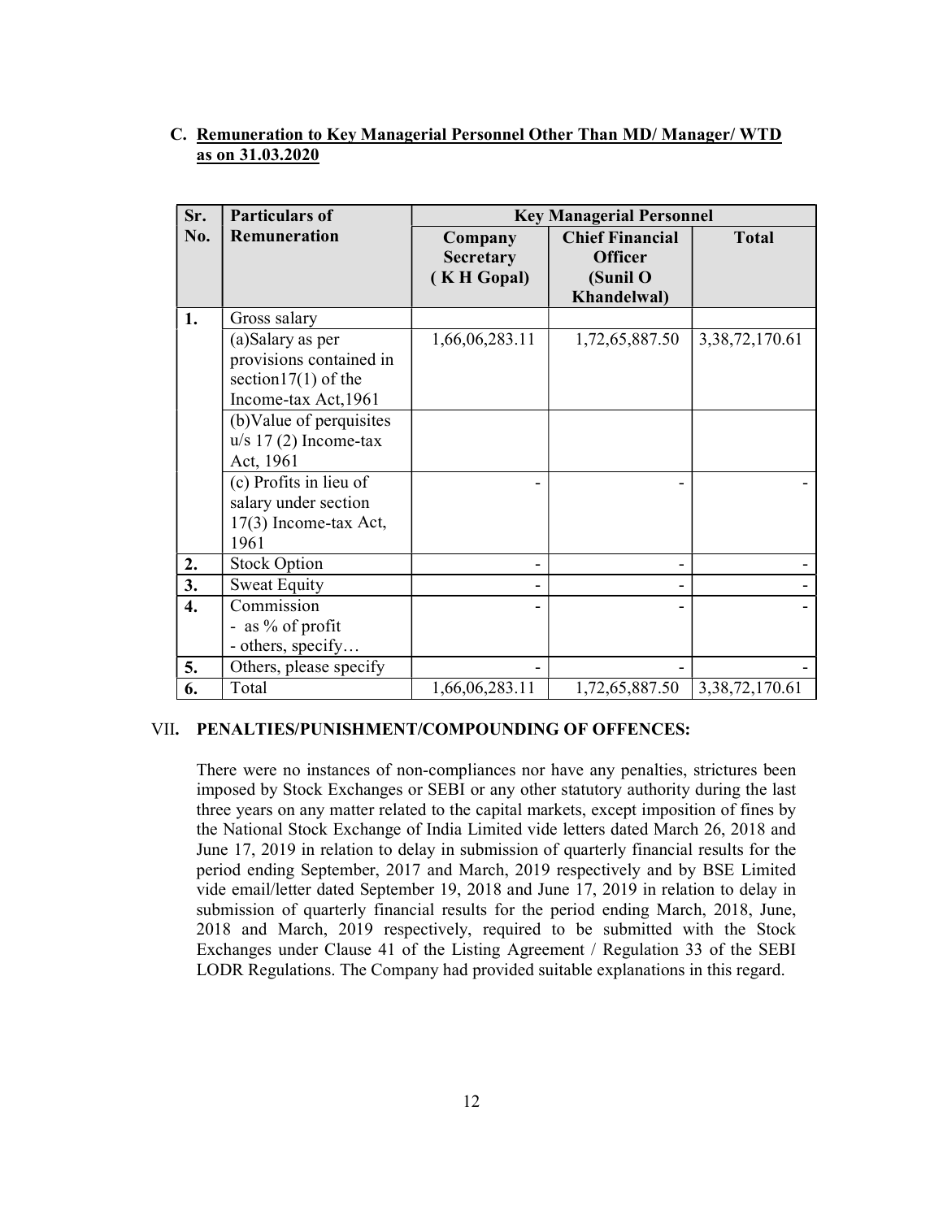### C. Remuneration to Key Managerial Personnel Other Than MD/ Manager/ WTD as on 31.03.2020

| Sr. No. | Particulars of Remuneration | Key Managerial Personnel | | |
|---|---|---|---|---|
| | | Company Secretary (K H Gopal) | Chief Financial Officer (Sunil O Khandelwal) | Total |
| 1. | Gross salary | | | |
| | (a)Salary as per provisions contained in section17(1) of the Income-tax Act,1961 | 1,66,06,283.11 | 1,72,65,887.50 | 3,38,72,170.61 |
| | (b)Value of perquisites u/s 17 (2) Income-tax Act, 1961 | | | |
| | (c) Profits in lieu of salary under section 17(3) Income-tax Act, 1961 | - | - | - |
| 2. | Stock Option | - | - | - |
| 3. | Sweat Equity | - | - | - |
| 4. | Commission<br>- as % of profit<br>- others, specify… | - | - | - |
| 5. | Others, please specify | - | - | - |
| 6. | Total | 1,66,06,283.11 | 1,72,65,887.50 | 3,38,72,170.61 |

## VII. PENALTIES/PUNISHMENT/COMPOUNDING OF OFFENCES:

There were no instances of non-compliances nor have any penalties, strictures been imposed by Stock Exchanges or SEBI or any other statutory authority during the last three years on any matter related to the capital markets, except imposition of fines by the National Stock Exchange of India Limited vide letters dated March 26, 2018 and June 17, 2019 in relation to delay in submission of quarterly financial results for the period ending September, 2017 and March, 2019 respectively and by BSE Limited vide email/letter dated September 19, 2018 and June 17, 2019 in relation to delay in submission of quarterly financial results for the period ending March, 2018, June, 2018 and March, 2019 respectively, required to be submitted with the Stock Exchanges under Clause 41 of the Listing Agreement / Regulation 33 of the SEBI LODR Regulations. The Company had provided suitable explanations in this regard.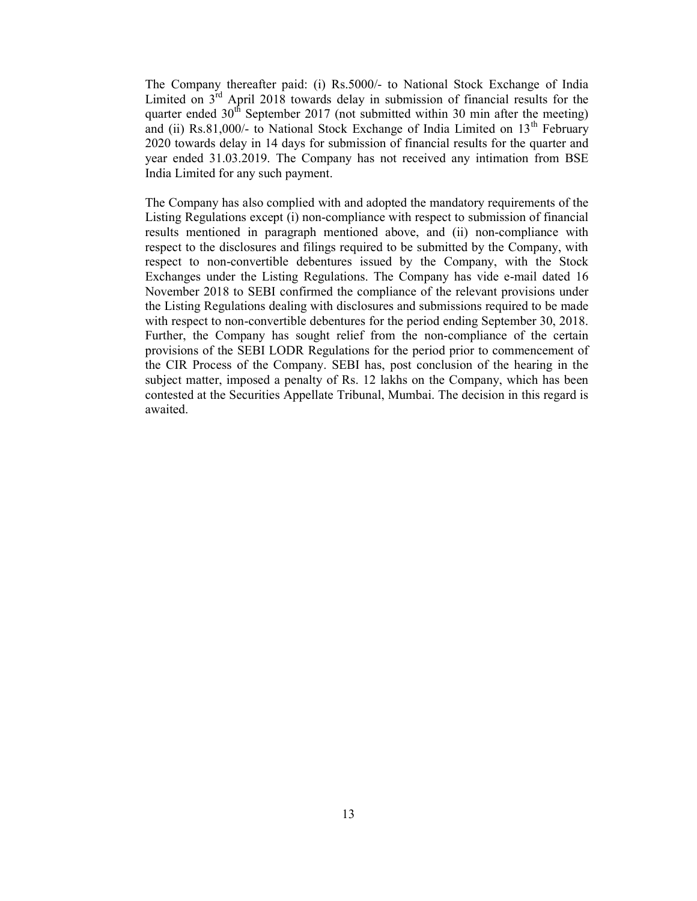The Company thereafter paid: (i) Rs.5000/- to National Stock Exchange of India Limited on 3rd April 2018 towards delay in submission of financial results for the quarter ended 30th September 2017 (not submitted within 30 min after the meeting) and (ii) Rs.81,000/- to National Stock Exchange of India Limited on 13th February 2020 towards delay in 14 days for submission of financial results for the quarter and year ended 31.03.2019. The Company has not received any intimation from BSE India Limited for any such payment.

The Company has also complied with and adopted the mandatory requirements of the Listing Regulations except (i) non-compliance with respect to submission of financial results mentioned in paragraph mentioned above, and (ii) non-compliance with respect to the disclosures and filings required to be submitted by the Company, with respect to non-convertible debentures issued by the Company, with the Stock Exchanges under the Listing Regulations. The Company has vide e-mail dated 16 November 2018 to SEBI confirmed the compliance of the relevant provisions under the Listing Regulations dealing with disclosures and submissions required to be made with respect to non-convertible debentures for the period ending September 30, 2018. Further, the Company has sought relief from the non-compliance of the certain provisions of the SEBI LODR Regulations for the period prior to commencement of the CIR Process of the Company. SEBI has, post conclusion of the hearing in the subject matter, imposed a penalty of Rs. 12 lakhs on the Company, which has been contested at the Securities Appellate Tribunal, Mumbai. The decision in this regard is awaited.